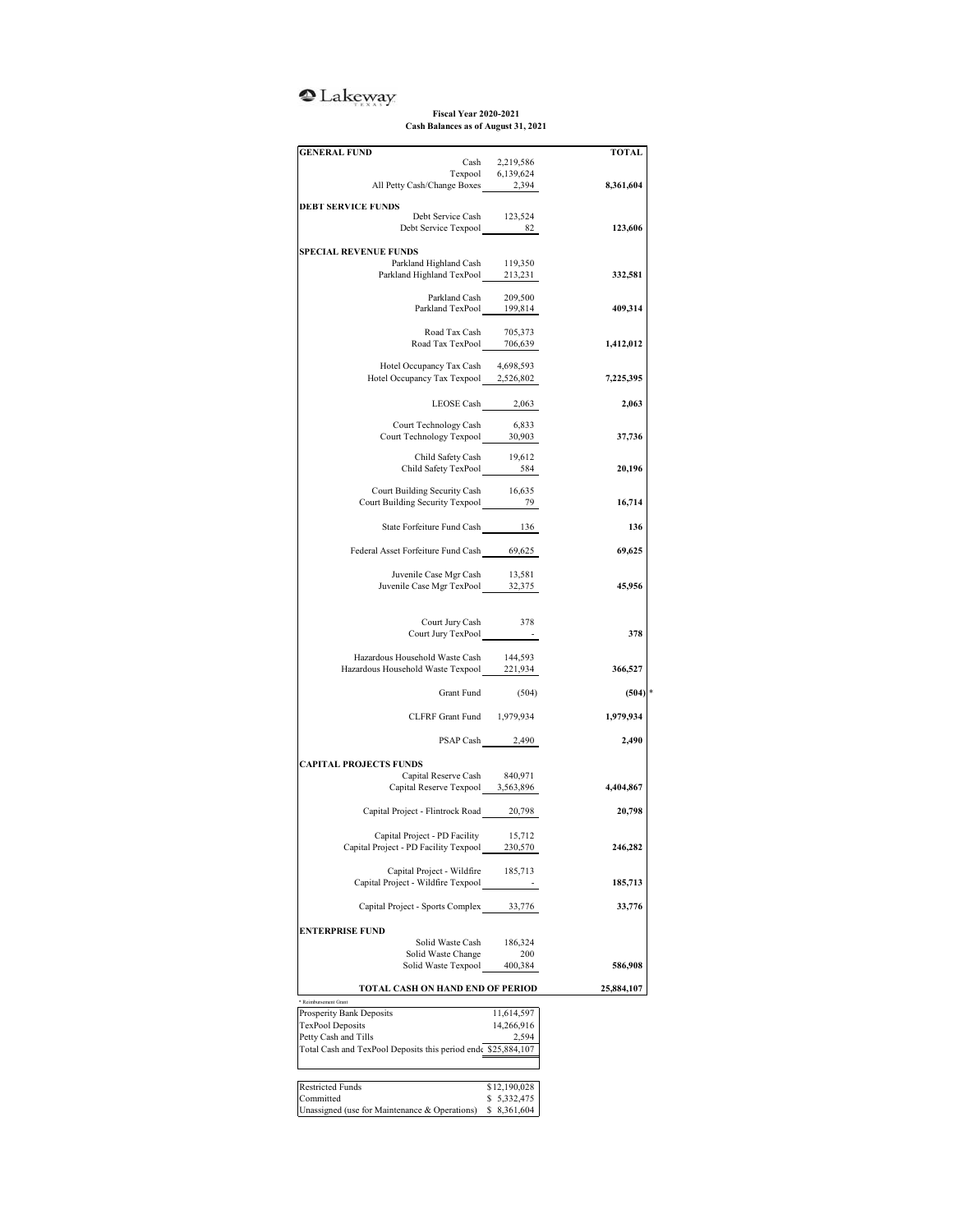Lakeway

**Fiscal Year 2020-2021**
**Cash Balances as of August 31, 2021**

| GENERAL FUND | | TOTAL |
|---|---|---|
| Cash | 2,219,586 | |
| Texpool | 6,139,624 | |
| All Petty Cash/Change Boxes | 2,394 | **8,361,604** |
| **DEBT SERVICE FUNDS** | | |
| Debt Service Cash | 123,524 | |
| Debt Service Texpool | 82 | **123,606** |
| **SPECIAL REVENUE FUNDS** | | |
| Parkland Highland Cash | 119,350 | |
| Parkland Highland TexPool | 213,231 | **332,581** |
| Parkland Cash | 209,500 | |
| Parkland TexPool | 199,814 | **409,314** |
| Road Tax Cash | 705,373 | |
| Road Tax TexPool | 706,639 | **1,412,012** |
| Hotel Occupancy Tax Cash | 4,698,593 | |
| Hotel Occupancy Tax Texpool | 2,526,802 | **7,225,395** |
| LEOSE Cash | 2,063 | **2,063** |
| Court Technology Cash | 6,833 | |
| Court Technology Texpool | 30,903 | **37,736** |
| Child Safety Cash | 19,612 | |
| Child Safety TexPool | 584 | **20,196** |
| Court Building Security Cash | 16,635 | |
| Court Building Security Texpool | 79 | **16,714** |
| State Forfeiture Fund Cash | 136 | **136** |
| Federal Asset Forfeiture Fund Cash | 69,625 | **69,625** |
| Juvenile Case Mgr Cash | 13,581 | |
| Juvenile Case Mgr TexPool | 32,375 | **45,956** |
| Court Jury Cash | 378 | |
| Court Jury TexPool | - | **378** |
| Hazardous Household Waste Cash | 144,593 | |
| Hazardous Household Waste Texpool | 221,934 | **366,527** |
| Grant Fund | (504) | **(504)** * |
| CLFRF Grant Fund | 1,979,934 | **1,979,934** |
| PSAP Cash | 2,490 | **2,490** |
| **CAPITAL PROJECTS FUNDS** | | |
| Capital Reserve Cash | 840,971 | |
| Capital Reserve Texpool | 3,563,896 | **4,404,867** |
| Capital Project - Flintrock Road | 20,798 | **20,798** |
| Capital Project - PD Facility | 15,712 | |
| Capital Project - PD Facility Texpool | 230,570 | **246,282** |
| Capital Project - Wildfire | 185,713 | |
| Capital Project - Wildfire Texpool | - | **185,713** |
| Capital Project - Sports Complex | 33,776 | **33,776** |
| **ENTERPRISE FUND** | | |
| Solid Waste Cash | 186,324 | |
| Solid Waste Change | 200 | |
| Solid Waste Texpool | 400,384 | **586,908** |
| **TOTAL CASH ON HAND END OF PERIOD** | | **25,884,107** |

* Reimbursement Grant

| | |
|---|---|
| Prosperity Bank Deposits | 11,614,597 |
| TexPool Deposits | 14,266,916 |
| Petty Cash and Tills | 2,594 |
| Total Cash and TexPool Deposits this period end | $25,884,107 |

| | |
|---|---|
| Restricted Funds | $12,190,028 |
| Committed | $ 5,332,475 |
| Unassigned (use for Maintenance & Operations) | $ 8,361,604 |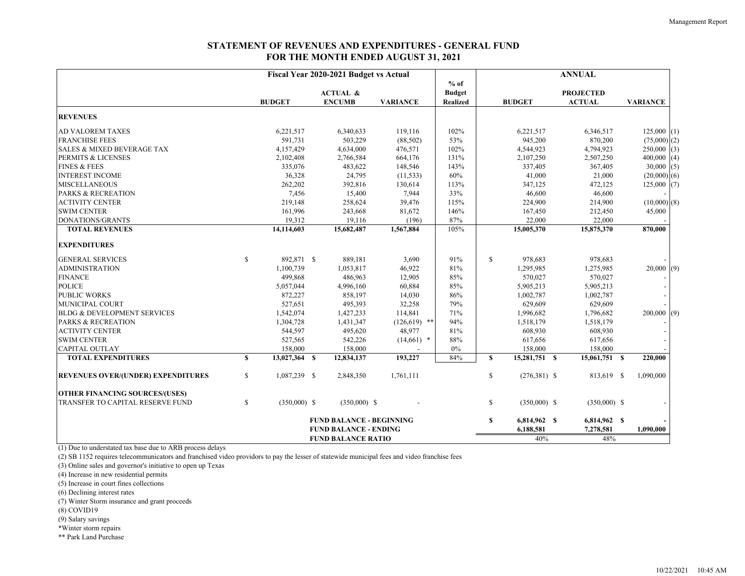# STATEMENT OF REVENUES AND EXPENDITURES - GENERAL FUND
# FOR THE MONTH ENDED AUGUST 31, 2021

| | Fiscal Year 2020-2021 Budget vs Actual | | | | ANNUAL | | | |
|---|---|---|---|---|---|---|---|---|
| | BUDGET | ACTUAL & ENCUMB | VARIANCE | % of Budget Realized | BUDGET | PROJECTED ACTUAL | VARIANCE | |
| **REVENUES** | | | | | | | | |
| AD VALOREM TAXES | 6,221,517 | 6,340,633 | 119,116 | 102% | 6,221,517 | 6,346,517 | 125,000 | (1) |
| FRANCHISE FEES | 591,731 | 503,229 | (88,502) | 53% | 945,200 | 870,200 | (75,000) | (2) |
| SALES & MIXED BEVERAGE TAX | 4,157,429 | 4,634,000 | 476,571 | 102% | 4,544,923 | 4,794,923 | 250,000 | (3) |
| PERMITS & LICENSES | 2,102,408 | 2,766,584 | 664,176 | 131% | 2,107,250 | 2,507,250 | 400,000 | (4) |
| FINES & FEES | 335,076 | 483,622 | 148,546 | 143% | 337,405 | 367,405 | 30,000 | (5) |
| INTEREST INCOME | 36,328 | 24,795 | (11,533) | 60% | 41,000 | 21,000 | (20,000) | (6) |
| MISCELLANEOUS | 262,202 | 392,816 | 130,614 | 113% | 347,125 | 472,125 | 125,000 | (7) |
| PARKS & RECREATION | 7,456 | 15,400 | 7,944 | 33% | 46,600 | 46,600 | - | |
| ACTIVITY CENTER | 219,148 | 258,624 | 39,476 | 115% | 224,900 | 214,900 | (10,000) | (8) |
| SWIM CENTER | 161,996 | 243,668 | 81,672 | 146% | 167,450 | 212,450 | 45,000 | |
| DONATIONS/GRANTS | 19,312 | 19,116 | (196) | 87% | 22,000 | 22,000 | - | |
| **TOTAL REVENUES** | **14,114,603** | **15,682,487** | **1,567,884** | 105% | **15,005,370** | **15,875,370** | **870,000** | |
| **EXPENDITURES** | | | | | | | | |
| GENERAL SERVICES | $ 892,871 | $ 889,181 | 3,690 | 91% | $ 978,683 | 978,683 | - | |
| ADMINISTRATION | 1,100,739 | 1,053,817 | 46,922 | 81% | 1,295,985 | 1,275,985 | 20,000 | (9) |
| FINANCE | 499,868 | 486,963 | 12,905 | 85% | 570,027 | 570,027 | - | |
| POLICE | 5,057,044 | 4,996,160 | 60,884 | 85% | 5,905,213 | 5,905,213 | - | |
| PUBLIC WORKS | 872,227 | 858,197 | 14,030 | 86% | 1,002,787 | 1,002,787 | - | |
| MUNICIPAL COURT | 527,651 | 495,393 | 32,258 | 79% | 629,609 | 629,609 | - | |
| BLDG & DEVELOPMENT SERVICES | 1,542,074 | 1,427,233 | 114,841 | 71% | 1,996,682 | 1,796,682 | 200,000 | (9) |
| PARKS & RECREATION | 1,304,728 | 1,431,347 | (126,619) ** | 94% | 1,518,179 | 1,518,179 | - | |
| ACTIVITY CENTER | 544,597 | 495,620 | 48,977 | 81% | 608,930 | 608,930 | - | |
| SWIM CENTER | 527,565 | 542,226 | (14,661) * | 88% | 617,656 | 617,656 | - | |
| CAPITAL OUTLAY | 158,000 | 158,000 | - | 0% | 158,000 | 158,000 | - | |
| **TOTAL EXPENDITURES** | **$ 13,027,364** | **$ 12,834,137** | **193,227** | 84% | **$ 15,281,751** | **$ 15,061,751** | **$ 220,000** | |
| **REVENUES OVER/(UNDER) EXPENDITURES** | $ 1,087,239 | $ 2,848,350 | 1,761,111 | | $ (276,381) | $ 813,619 | $ 1,090,000 | |
| **OTHER FINANCING SOURCES/(USES)** | | | | | | | | |
| TRANSFER TO CAPITAL RESERVE FUND | $ (350,000) | $ (350,000) | $ - | | $ (350,000) | $ (350,000) | $ - | |
| | | **FUND BALANCE - BEGINNING** | | | **$ 6,814,962** | **$ 6,814,962** | **$ -** | |
| | | **FUND BALANCE - ENDING** | | | **6,188,581** | **7,278,581** | **1,090,000** | |
| | | **FUND BALANCE RATIO** | | | 40% | 48% | | |

(1) Due to understated tax base due to ARB process delays
(2) SB 1152 requires telecommunicators and franchised video providers to pay the lesser of statewide municipal fees and video franchise fees
(3) Online sales and governor's initiative to open up Texas
(4) Increase in new residential permits
(5) Increase in court fines collections
(6) Declining interest rates
(7) Winter Storm insurance and grant proceeds
(8) COVID19
(9) Salary savings
*Winter storm repairs
** Park Land Purchase